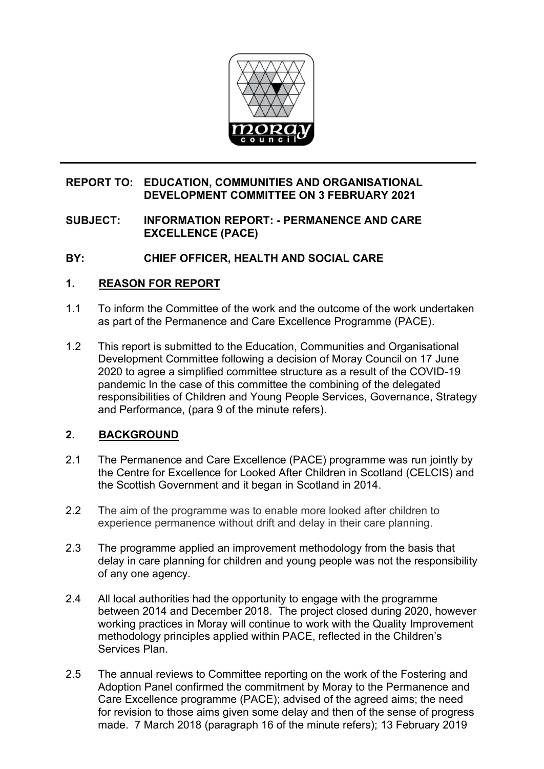**REPORT TO: EDUCATION, COMMUNITIES AND ORGANISATIONAL DEVELOPMENT COMMITTEE ON 3 FEBRUARY 2021**

**SUBJECT: INFORMATION REPORT: - PERMANENCE AND CARE EXCELLENCE (PACE)**

**BY: CHIEF OFFICER, HEALTH AND SOCIAL CARE**

## 1. REASON FOR REPORT

1.1 To inform the Committee of the work and the outcome of the work undertaken as part of the Permanence and Care Excellence Programme (PACE).

1.2 This report is submitted to the Education, Communities and Organisational Development Committee following a decision of Moray Council on 17 June 2020 to agree a simplified committee structure as a result of the COVID-19 pandemic In the case of this committee the combining of the delegated responsibilities of Children and Young People Services, Governance, Strategy and Performance, (para 9 of the minute refers).

## 2. BACKGROUND

2.1 The Permanence and Care Excellence (PACE) programme was run jointly by the Centre for Excellence for Looked After Children in Scotland (CELCIS) and the Scottish Government and it began in Scotland in 2014.

2.2 The aim of the programme was to enable more looked after children to experience permanence without drift and delay in their care planning.

2.3 The programme applied an improvement methodology from the basis that delay in care planning for children and young people was not the responsibility of any one agency.

2.4 All local authorities had the opportunity to engage with the programme between 2014 and December 2018. The project closed during 2020, however working practices in Moray will continue to work with the Quality Improvement methodology principles applied within PACE, reflected in the Children's Services Plan.

2.5 The annual reviews to Committee reporting on the work of the Fostering and Adoption Panel confirmed the commitment by Moray to the Permanence and Care Excellence programme (PACE); advised of the agreed aims; the need for revision to those aims given some delay and then of the sense of progress made. 7 March 2018 (paragraph 16 of the minute refers); 13 February 2019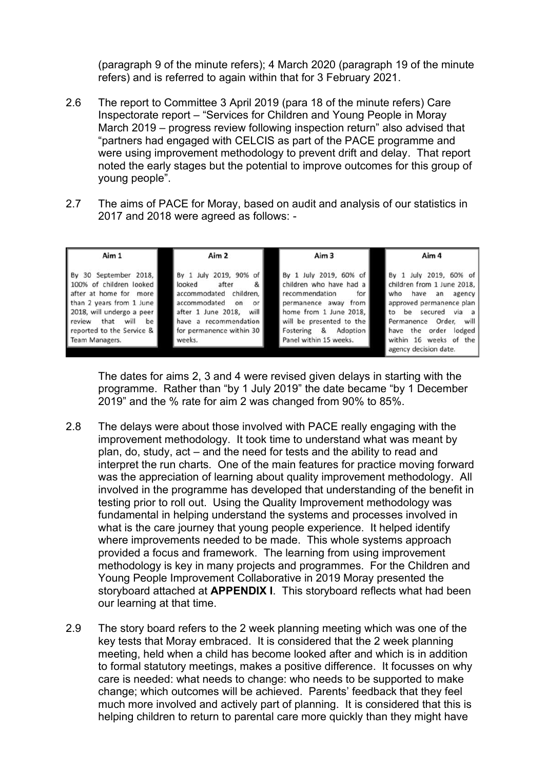(paragraph 9 of the minute refers); 4 March 2020 (paragraph 19 of the minute refers) and is referred to again within that for 3 February 2021.

2.6 The report to Committee 3 April 2019 (para 18 of the minute refers) Care Inspectorate report – "Services for Children and Young People in Moray March 2019 – progress review following inspection return" also advised that "partners had engaged with CELCIS as part of the PACE programme and were using improvement methodology to prevent drift and delay. That report noted the early stages but the potential to improve outcomes for this group of young people".

2.7 The aims of PACE for Moray, based on audit and analysis of our statistics in 2017 and 2018 were agreed as follows: -

| Aim 1 | Aim 2 | Aim 3 | Aim 4 |
|---|---|---|---|
| By 30 September 2018, 100% of children looked after at home for more than 2 years from 1 June 2018, will undergo a peer review that will be reported to the Service & Team Managers. | By 1 July 2019, 90% of looked after & accommodated children, accommodated on or after 1 June 2018, will have a recommendation for permanence within 30 weeks. | By 1 July 2019, 60% of children who have had a recommendation for permanence away from home from 1 June 2018, will be presented to the Fostering & Adoption Panel within 15 weeks. | By 1 July 2019, 60% of children from 1 June 2018, who have an agency approved permanence plan to be secured via a Permanence Order, will have the order lodged within 16 weeks of the agency decision date. |

The dates for aims 2, 3 and 4 were revised given delays in starting with the programme. Rather than "by 1 July 2019" the date became "by 1 December 2019" and the % rate for aim 2 was changed from 90% to 85%.

2.8 The delays were about those involved with PACE really engaging with the improvement methodology. It took time to understand what was meant by plan, do, study, act – and the need for tests and the ability to read and interpret the run charts. One of the main features for practice moving forward was the appreciation of learning about quality improvement methodology. All involved in the programme has developed that understanding of the benefit in testing prior to roll out. Using the Quality Improvement methodology was fundamental in helping understand the systems and processes involved in what is the care journey that young people experience. It helped identify where improvements needed to be made. This whole systems approach provided a focus and framework. The learning from using improvement methodology is key in many projects and programmes. For the Children and Young People Improvement Collaborative in 2019 Moray presented the storyboard attached at **APPENDIX I**. This storyboard reflects what had been our learning at that time.

2.9 The story board refers to the 2 week planning meeting which was one of the key tests that Moray embraced. It is considered that the 2 week planning meeting, held when a child has become looked after and which is in addition to formal statutory meetings, makes a positive difference. It focusses on why care is needed: what needs to change: who needs to be supported to make change; which outcomes will be achieved. Parents' feedback that they feel much more involved and actively part of planning. It is considered that this is helping children to return to parental care more quickly than they might have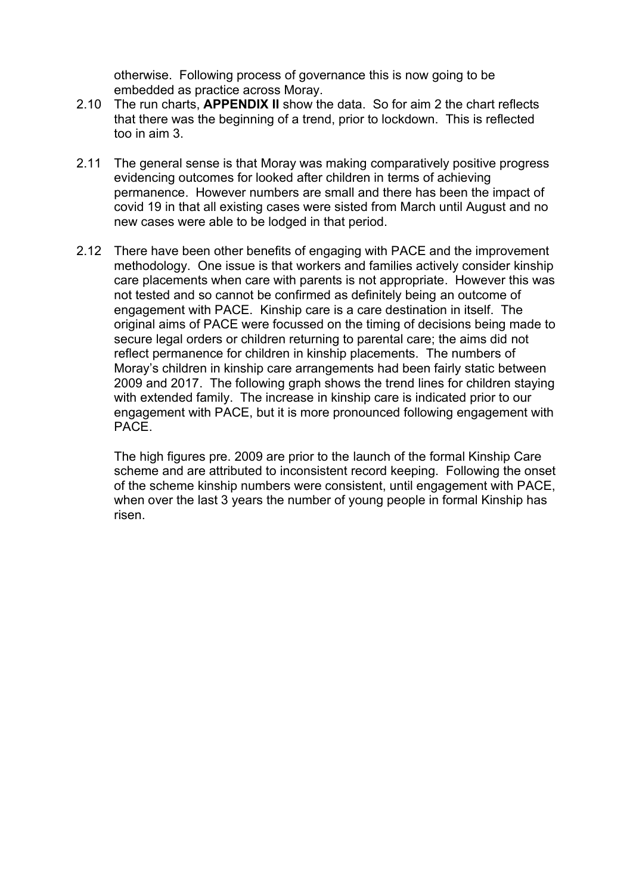otherwise. Following process of governance this is now going to be embedded as practice across Moray.

2.10 The run charts, **APPENDIX II** show the data. So for aim 2 the chart reflects that there was the beginning of a trend, prior to lockdown. This is reflected too in aim 3.

2.11 The general sense is that Moray was making comparatively positive progress evidencing outcomes for looked after children in terms of achieving permanence. However numbers are small and there has been the impact of covid 19 in that all existing cases were sisted from March until August and no new cases were able to be lodged in that period.

2.12 There have been other benefits of engaging with PACE and the improvement methodology. One issue is that workers and families actively consider kinship care placements when care with parents is not appropriate. However this was not tested and so cannot be confirmed as definitely being an outcome of engagement with PACE. Kinship care is a care destination in itself. The original aims of PACE were focussed on the timing of decisions being made to secure legal orders or children returning to parental care; the aims did not reflect permanence for children in kinship placements. The numbers of Moray's children in kinship care arrangements had been fairly static between 2009 and 2017. The following graph shows the trend lines for children staying with extended family. The increase in kinship care is indicated prior to our engagement with PACE, but it is more pronounced following engagement with PACE.

The high figures pre. 2009 are prior to the launch of the formal Kinship Care scheme and are attributed to inconsistent record keeping. Following the onset of the scheme kinship numbers were consistent, until engagement with PACE, when over the last 3 years the number of young people in formal Kinship has risen.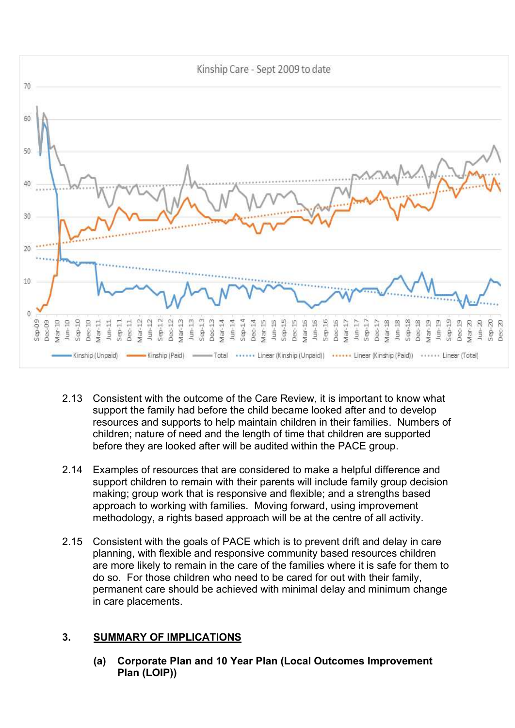2.13 Consistent with the outcome of the Care Review, it is important to know what support the family had before the child became looked after and to develop resources and supports to help maintain children in their families. Numbers of children; nature of need and the length of time that children are supported before they are looked after will be audited within the PACE group.

2.14 Examples of resources that are considered to make a helpful difference and support children to remain with their parents will include family group decision making; group work that is responsive and flexible; and a strengths based approach to working with families. Moving forward, using improvement methodology, a rights based approach will be at the centre of all activity.

2.15 Consistent with the goals of PACE which is to prevent drift and delay in care planning, with flexible and responsive community based resources children are more likely to remain in the care of the families where it is safe for them to do so. For those children who need to be cared for out with their family, permanent care should be achieved with minimal delay and minimum change in care placements.

## 3. SUMMARY OF IMPLICATIONS

**(a) Corporate Plan and 10 Year Plan (Local Outcomes Improvement Plan (LOIP))**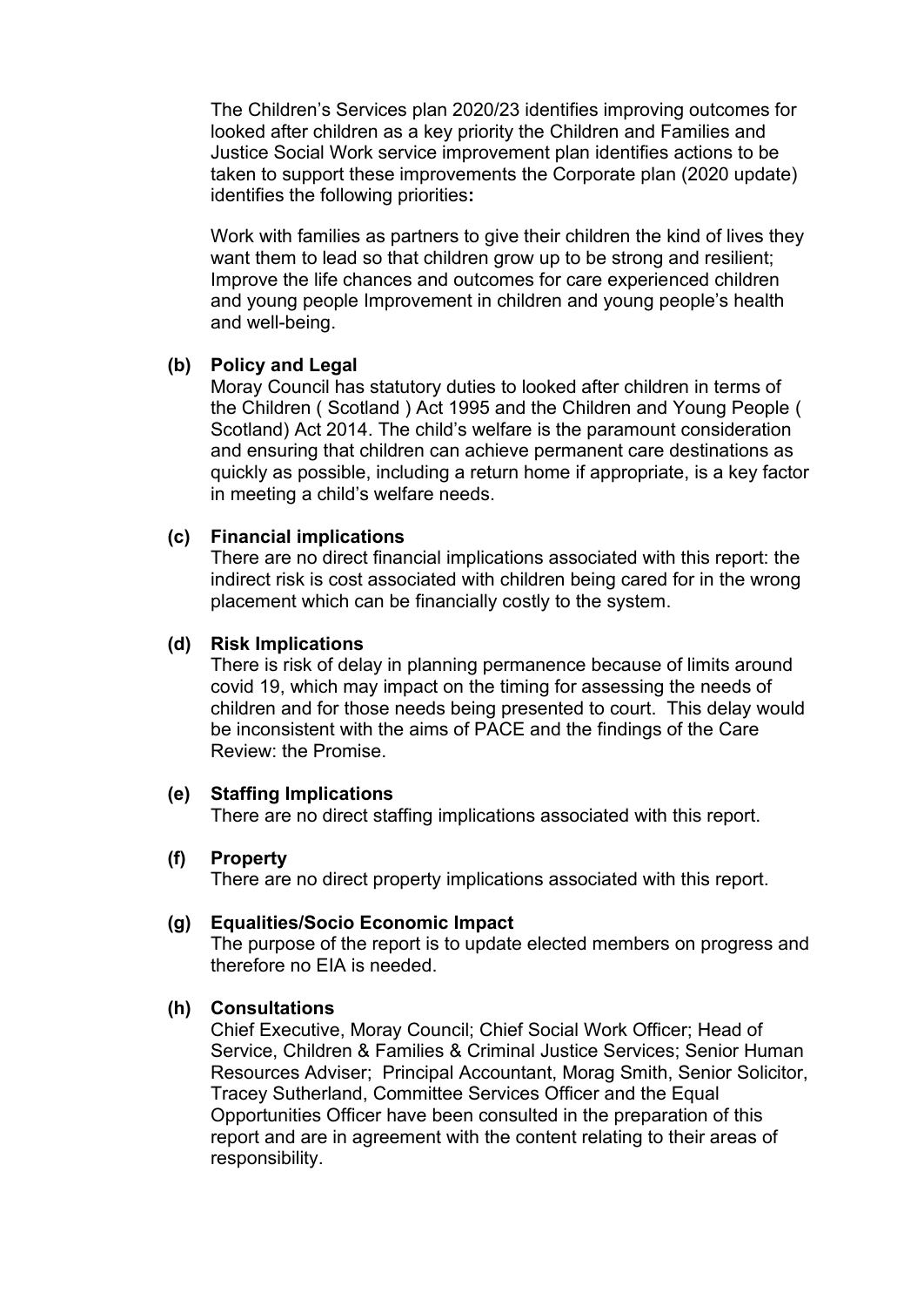The Children's Services plan 2020/23 identifies improving outcomes for looked after children as a key priority the Children and Families and Justice Social Work service improvement plan identifies actions to be taken to support these improvements the Corporate plan (2020 update) identifies the following priorities**:**

Work with families as partners to give their children the kind of lives they want them to lead so that children grow up to be strong and resilient; Improve the life chances and outcomes for care experienced children and young people Improvement in children and young people's health and well-being.

**(b) Policy and Legal**

Moray Council has statutory duties to looked after children in terms of the Children ( Scotland ) Act 1995 and the Children and Young People ( Scotland) Act 2014. The child's welfare is the paramount consideration and ensuring that children can achieve permanent care destinations as quickly as possible, including a return home if appropriate, is a key factor in meeting a child's welfare needs.

**(c) Financial implications**

There are no direct financial implications associated with this report: the indirect risk is cost associated with children being cared for in the wrong placement which can be financially costly to the system.

**(d) Risk Implications**

There is risk of delay in planning permanence because of limits around covid 19, which may impact on the timing for assessing the needs of children and for those needs being presented to court. This delay would be inconsistent with the aims of PACE and the findings of the Care Review: the Promise.

**(e) Staffing Implications**

There are no direct staffing implications associated with this report.

**(f) Property**

There are no direct property implications associated with this report.

**(g) Equalities/Socio Economic Impact**

The purpose of the report is to update elected members on progress and therefore no EIA is needed.

**(h) Consultations**

Chief Executive, Moray Council; Chief Social Work Officer; Head of Service, Children & Families & Criminal Justice Services; Senior Human Resources Adviser; Principal Accountant, Morag Smith, Senior Solicitor, Tracey Sutherland, Committee Services Officer and the Equal Opportunities Officer have been consulted in the preparation of this report and are in agreement with the content relating to their areas of responsibility.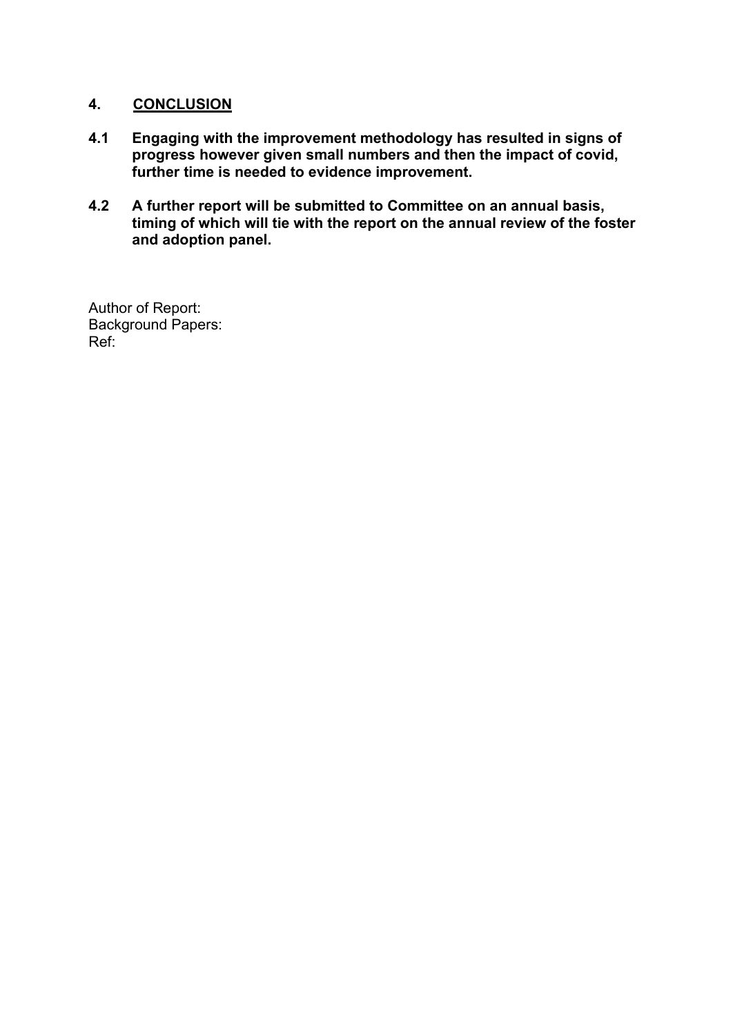## 4. CONCLUSION

**4.1 Engaging with the improvement methodology has resulted in signs of progress however given small numbers and then the impact of covid, further time is needed to evidence improvement.**

**4.2 A further report will be submitted to Committee on an annual basis, timing of which will tie with the report on the annual review of the foster and adoption panel.**

Author of Report:
Background Papers:
Ref: